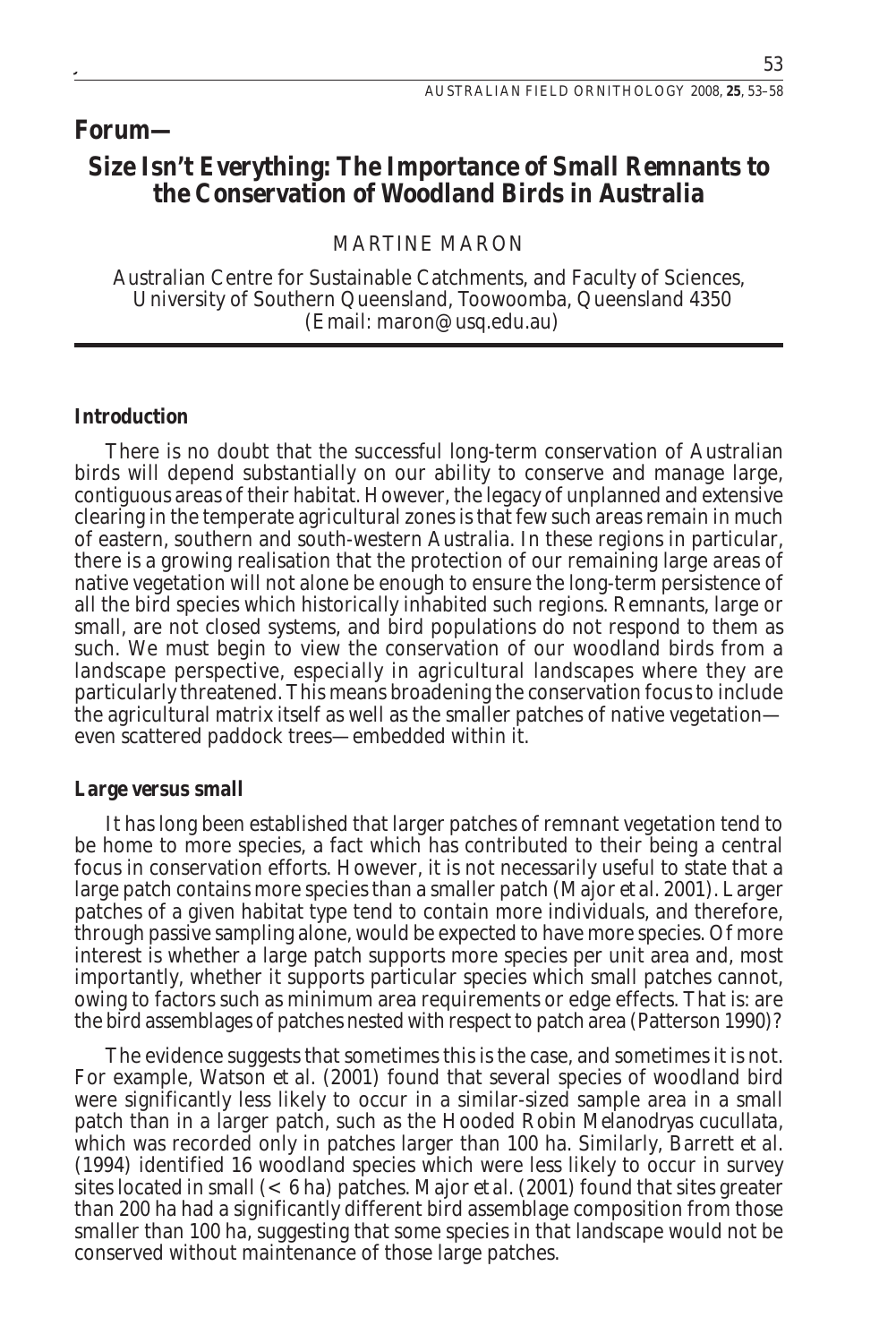## Forum—

# Size Isn't Everything: The Importance of Small Remnants to the Conservation of Woodland Birds in Australia

MARTINE MARON

Australian Centre for Sustainable Catchments, and Faculty of Sciences, University of Southern Queensland, Toowoomba, Queensland 4350 (Email: maron@usq.edu.au)

### Introduction

There is no doubt that the successful long-term conservation of Australian birds will depend substantially on our ability to conserve and manage large, contiguous areas of their habitat. However, the legacy of unplanned and extensive clearing in the temperate agricultural zones is that few such areas remain in much of eastern, southern and south-western Australia. In these regions in particular, there is a growing realisation that the protection of our remaining large areas of native vegetation will not alone be enough to ensure the long-term persistence of all the bird species which historically inhabited such regions. Remnants, large or small, are not closed systems, and bird populations do not respond to them as such. We must begin to view the conservation of our woodland birds from a landscape perspective, especially in agricultural landscapes where they are particularly threatened. This means broadening the conservation focus to include the agricultural matrix itself as well as the smaller patches of native vegetation—even scattered paddock trees—embedded within it.

### Large versus small

It has long been established that larger patches of remnant vegetation tend to be home to more species, a fact which has contributed to their being a central focus in conservation efforts. However, it is not necessarily useful to state that a large patch contains more species than a smaller patch (Major *et al.* 2001). Larger patches of a given habitat type tend to contain more individuals, and therefore, through passive sampling alone, would be expected to have more species. Of more interest is whether a large patch supports more species per unit area and, most importantly, whether it supports particular species which small patches cannot, owing to factors such as minimum area requirements or edge effects. That is: are the bird assemblages of patches nested with respect to patch area (Patterson 1990)?

The evidence suggests that sometimes this is the case, and sometimes it is not. For example, Watson *et al.* (2001) found that several species of woodland bird were significantly less likely to occur in a similar-sized sample area in a small patch than in a larger patch, such as the Hooded Robin *Melanodryas cucullata*, which was recorded only in patches larger than 100 ha. Similarly, Barrett *et al.* (1994) identified 16 woodland species which were less likely to occur in survey sites located in small (< 6 ha) patches. Major *et al.* (2001) found that sites greater than 200 ha had a significantly different bird assemblage composition from those smaller than 100 ha, suggesting that some species in that landscape would not be conserved without maintenance of those large patches.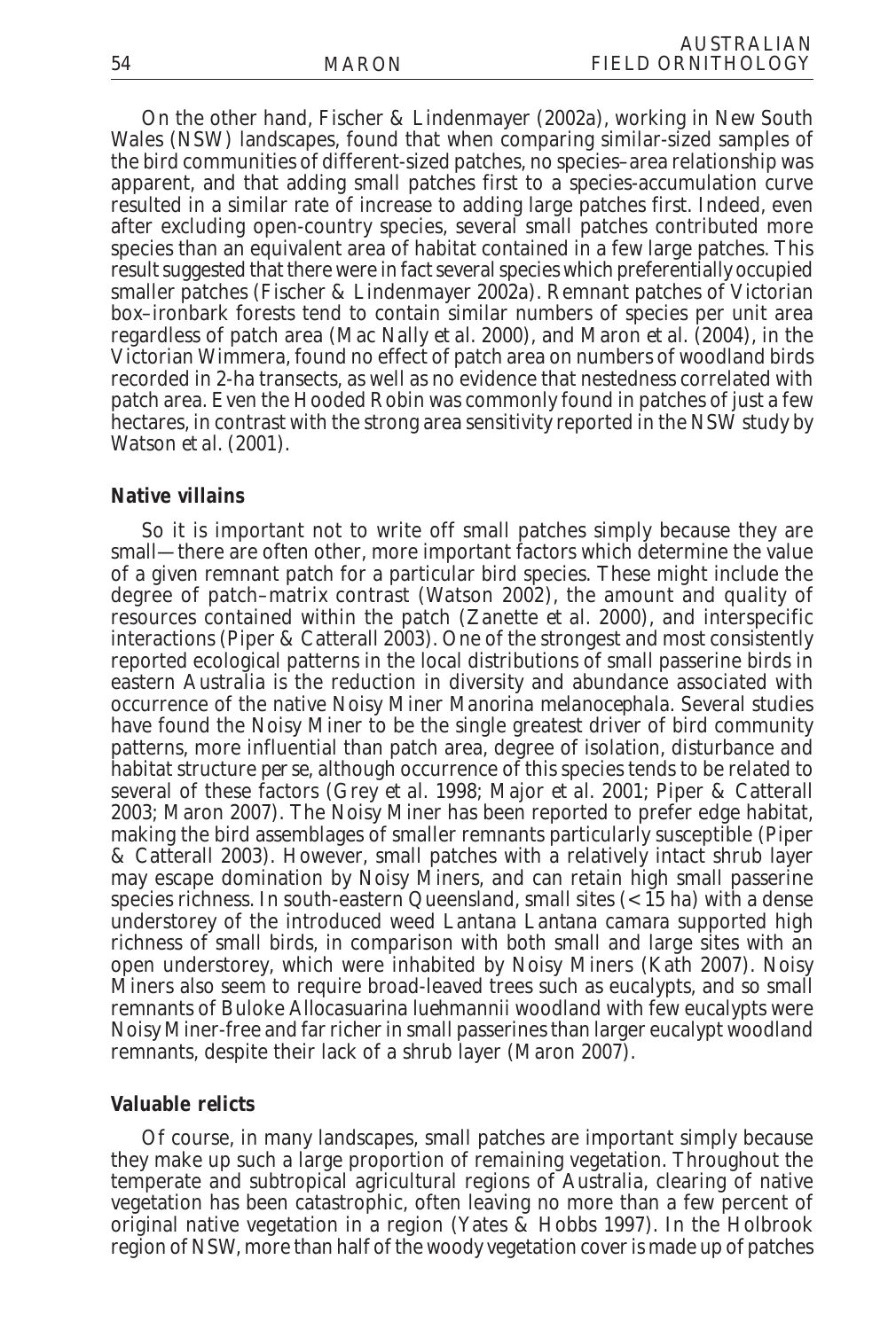On the other hand, Fischer & Lindenmayer (2002a), working in New South Wales (NSW) landscapes, found that when comparing similar-sized samples of the bird communities of different-sized patches, no species–area relationship was apparent, and that adding small patches first to a species-accumulation curve resulted in a similar rate of increase to adding large patches first. Indeed, even after excluding open-country species, several small patches contributed more species than an equivalent area of habitat contained in a few large patches. This result suggested that there were in fact several species which preferentially occupied smaller patches (Fischer & Lindenmayer 2002a). Remnant patches of Victorian box–ironbark forests tend to contain similar numbers of species per unit area regardless of patch area (Mac Nally *et al.* 2000), and Maron *et al.* (2004), in the Victorian Wimmera, found no effect of patch area on numbers of woodland birds recorded in 2-ha transects, as well as no evidence that nestedness correlated with patch area. Even the Hooded Robin was commonly found in patches of just a few hectares, in contrast with the strong area sensitivity reported in the NSW study by Watson *et al.* (2001).

### Native villains

So it is important not to write off small patches simply because they are small—there are often other, more important factors which determine the value of a given remnant patch for a particular bird species. These might include the degree of patch–matrix contrast (Watson 2002), the amount and quality of resources contained within the patch (Zanette *et al.* 2000), and interspecific interactions (Piper & Catterall 2003). One of the strongest and most consistently reported ecological patterns in the local distributions of small passerine birds in eastern Australia is the reduction in diversity and abundance associated with occurrence of the native Noisy Miner *Manorina melanocephala*. Several studies have found the Noisy Miner to be the single greatest driver of bird community patterns, more influential than patch area, degree of isolation, disturbance and habitat structure *per se*, although occurrence of this species tends to be related to several of these factors (Grey *et al.* 1998; Major *et al.* 2001; Piper & Catterall 2003; Maron 2007). The Noisy Miner has been reported to prefer edge habitat, making the bird assemblages of smaller remnants particularly susceptible (Piper & Catterall 2003). However, small patches with a relatively intact shrub layer may escape domination by Noisy Miners, and can retain high small passerine species richness. In south-eastern Queensland, small sites (< 15 ha) with a dense understorey of the introduced weed Lantana *Lantana camara* supported high richness of small birds, in comparison with both small and large sites with an open understorey, which were inhabited by Noisy Miners (Kath 2007). Noisy Miners also seem to require broad-leaved trees such as eucalypts, and so small remnants of Buloke *Allocasuarina luehmannii* woodland with few eucalypts were Noisy Miner-free and far richer in small passerines than larger eucalypt woodland remnants, despite their lack of a shrub layer (Maron 2007).

### Valuable relicts

Of course, in many landscapes, small patches are important simply because they make up such a large proportion of remaining vegetation. Throughout the temperate and subtropical agricultural regions of Australia, clearing of native vegetation has been catastrophic, often leaving no more than a few percent of original native vegetation in a region (Yates & Hobbs 1997). In the Holbrook region of NSW, more than half of the woody vegetation cover is made up of patches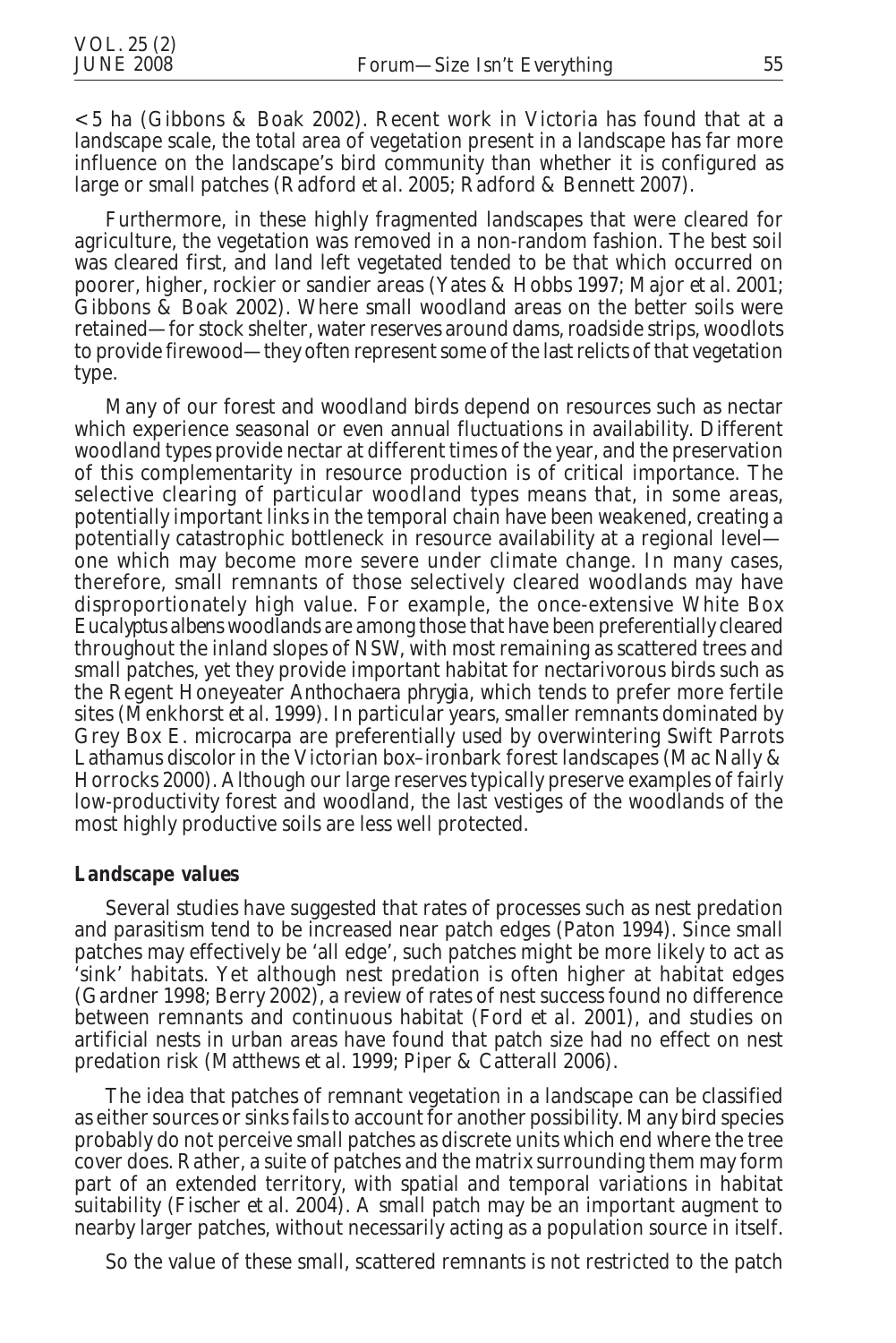< 5 ha (Gibbons & Boak 2002). Recent work in Victoria has found that at a landscape scale, the total area of vegetation present in a landscape has far more influence on the landscape's bird community than whether it is configured as large or small patches (Radford *et al.* 2005; Radford & Bennett 2007).

Furthermore, in these highly fragmented landscapes that were cleared for agriculture, the vegetation was removed in a non-random fashion. The best soil was cleared first, and land left vegetated tended to be that which occurred on poorer, higher, rockier or sandier areas (Yates & Hobbs 1997; Major *et al.* 2001; Gibbons & Boak 2002). Where small woodland areas on the better soils were retained—for stock shelter, water reserves around dams, roadside strips, woodlots to provide firewood—they often represent some of the last relicts of that vegetation type.

Many of our forest and woodland birds depend on resources such as nectar which experience seasonal or even annual fluctuations in availability. Different woodland types provide nectar at different times of the year, and the preservation of this complementarity in resource production is of critical importance. The selective clearing of particular woodland types means that, in some areas, potentially important links in the temporal chain have been weakened, creating a potentially catastrophic bottleneck in resource availability at a regional level—one which may become more severe under climate change. In many cases, therefore, small remnants of those selectively cleared woodlands may have disproportionately high value. For example, the once-extensive White Box *Eucalyptus albens* woodlands are among those that have been preferentially cleared throughout the inland slopes of NSW, with most remaining as scattered trees and small patches, yet they provide important habitat for nectarivorous birds such as the Regent Honeyeater *Anthochaera phrygia*, which tends to prefer more fertile sites (Menkhorst *et al.* 1999). In particular years, smaller remnants dominated by Grey Box *E. microcarpa* are preferentially used by overwintering Swift Parrots *Lathamus discolor* in the Victorian box–ironbark forest landscapes (Mac Nally & Horrocks 2000). Although our large reserves typically preserve examples of fairly low-productivity forest and woodland, the last vestiges of the woodlands of the most highly productive soils are less well protected.

## Landscape values

Several studies have suggested that rates of processes such as nest predation and parasitism tend to be increased near patch edges (Paton 1994). Since small patches may effectively be 'all edge', such patches might be more likely to act as 'sink' habitats. Yet although nest predation is often higher at habitat edges (Gardner 1998; Berry 2002), a review of rates of nest success found no difference between remnants and continuous habitat (Ford *et al.* 2001), and studies on artificial nests in urban areas have found that patch size had no effect on nest predation risk (Matthews *et al.* 1999; Piper & Catterall 2006).

The idea that patches of remnant vegetation in a landscape can be classified as either sources or sinks fails to account for another possibility. Many bird species probably do not perceive small patches as discrete units which end where the tree cover does. Rather, a suite of patches and the matrix surrounding them may form part of an extended territory, with spatial and temporal variations in habitat suitability (Fischer *et al.* 2004). A small patch may be an important augment to nearby larger patches, without necessarily acting as a population source in itself.

So the value of these small, scattered remnants is not restricted to the patch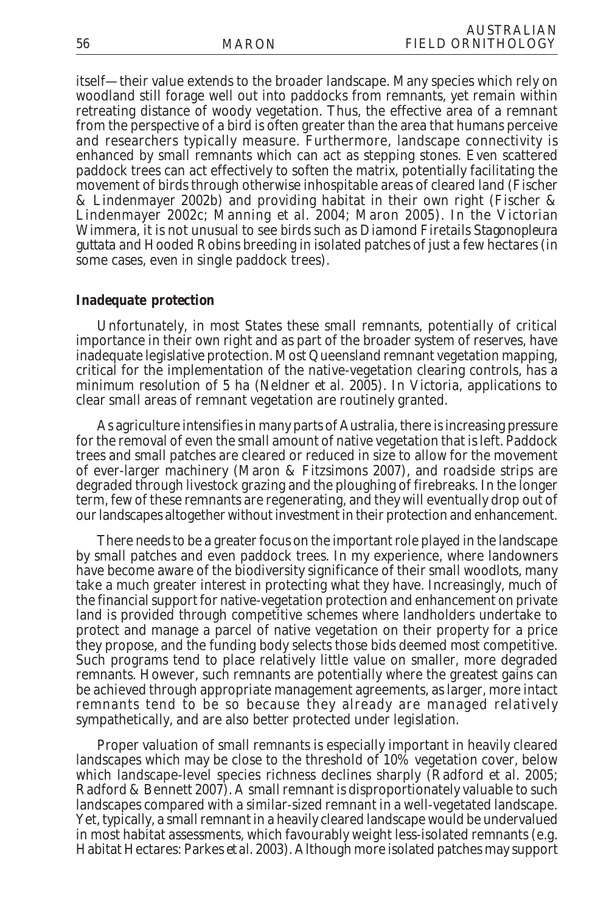itself—their value extends to the broader landscape. Many species which rely on woodland still forage well out into paddocks from remnants, yet remain within retreating distance of woody vegetation. Thus, the effective area of a remnant from the perspective of a bird is often greater than the area that humans perceive and researchers typically measure. Furthermore, landscape connectivity is enhanced by small remnants which can act as stepping stones. Even scattered paddock trees can act effectively to soften the matrix, potentially facilitating the movement of birds through otherwise inhospitable areas of cleared land (Fischer & Lindenmayer 2002b) and providing habitat in their own right (Fischer & Lindenmayer 2002c; Manning *et al.* 2004; Maron 2005). In the Victorian Wimmera, it is not unusual to see birds such as Diamond Firetails *Stagonopleura guttata* and Hooded Robins breeding in isolated patches of just a few hectares (in some cases, even in single paddock trees).

### *Inadequate protection*

Unfortunately, in most States these small remnants, potentially of critical importance in their own right and as part of the broader system of reserves, have inadequate legislative protection. Most Queensland remnant vegetation mapping, critical for the implementation of the native-vegetation clearing controls, has a minimum resolution of 5 ha (Neldner *et al.* 2005). In Victoria, applications to clear small areas of remnant vegetation are routinely granted.

As agriculture intensifies in many parts of Australia, there is increasing pressure for the removal of even the small amount of native vegetation that is left. Paddock trees and small patches are cleared or reduced in size to allow for the movement of ever-larger machinery (Maron & Fitzsimons 2007), and roadside strips are degraded through livestock grazing and the ploughing of firebreaks. In the longer term, few of these remnants are regenerating, and they will eventually drop out of our landscapes altogether without investment in their protection and enhancement.

There needs to be a greater focus on the important role played in the landscape by small patches and even paddock trees. In my experience, where landowners have become aware of the biodiversity significance of their small woodlots, many take a much greater interest in protecting what they have. Increasingly, much of the financial support for native-vegetation protection and enhancement on private land is provided through competitive schemes where landholders undertake to protect and manage a parcel of native vegetation on their property for a price they propose, and the funding body selects those bids deemed most competitive. Such programs tend to place relatively little value on smaller, more degraded remnants. However, such remnants are potentially where the greatest gains can be achieved through appropriate management agreements, as larger, more intact remnants tend to be so because they already are managed relatively sympathetically, and are also better protected under legislation.

Proper valuation of small remnants is especially important in heavily cleared landscapes which may be close to the threshold of 10% vegetation cover, below which landscape-level species richness declines sharply (Radford *et al.* 2005; Radford & Bennett 2007). A small remnant is disproportionately valuable to such landscapes compared with a similar-sized remnant in a well-vegetated landscape. Yet, typically, a small remnant in a heavily cleared landscape would be undervalued in most habitat assessments, which favourably weight less-isolated remnants (e.g. Habitat Hectares: Parkes *et al.* 2003). Although more isolated patches may support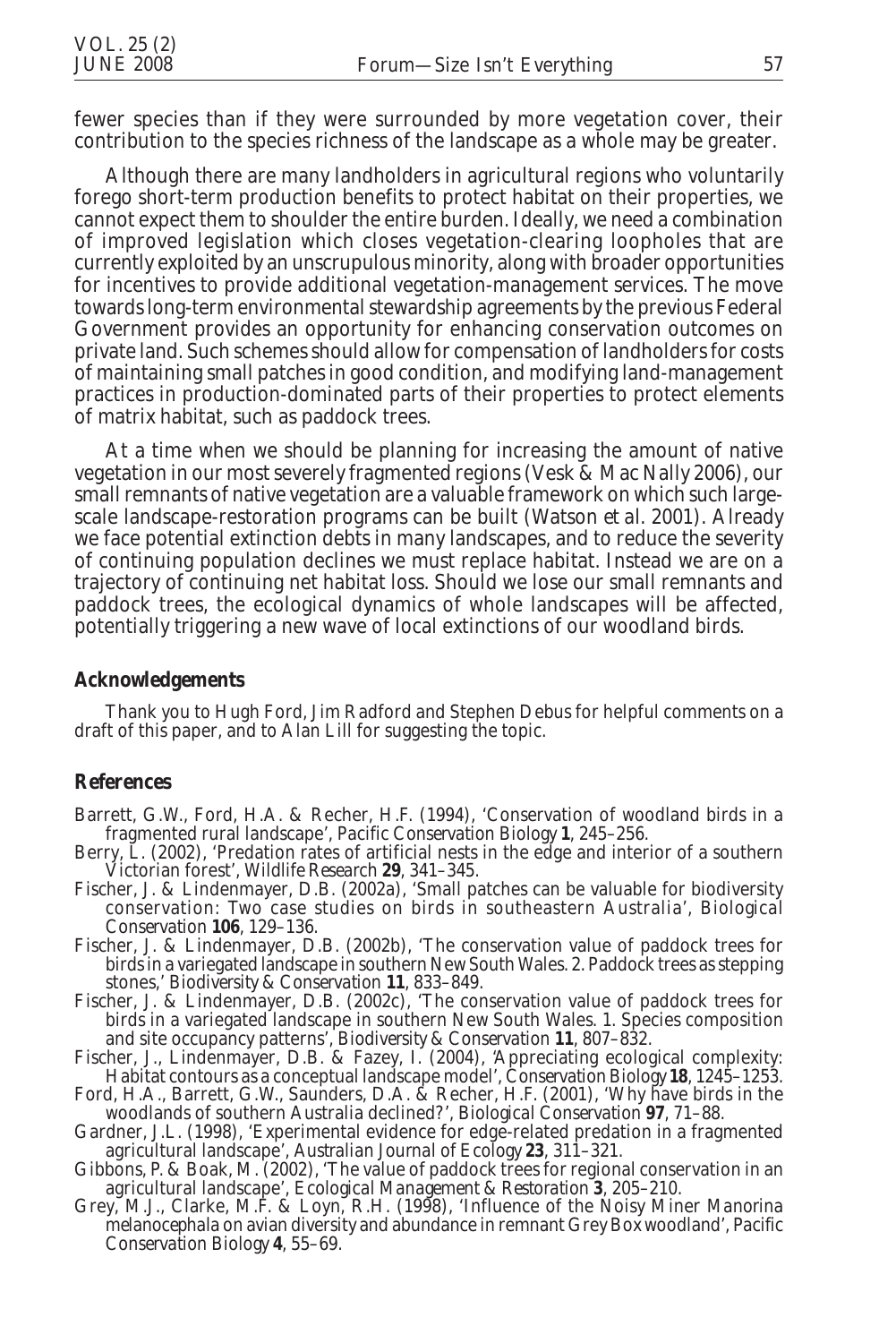fewer species than if they were surrounded by more vegetation cover, their contribution to the species richness of the landscape as a whole may be greater.

Although there are many landholders in agricultural regions who voluntarily forego short-term production benefits to protect habitat on their properties, we cannot expect them to shoulder the entire burden. Ideally, we need a combination of improved legislation which closes vegetation-clearing loopholes that are currently exploited by an unscrupulous minority, along with broader opportunities for incentives to provide additional vegetation-management services. The move towards long-term environmental stewardship agreements by the previous Federal Government provides an opportunity for enhancing conservation outcomes on private land. Such schemes should allow for compensation of landholders for costs of maintaining small patches in good condition, and modifying land-management practices in production-dominated parts of their properties to protect elements of matrix habitat, such as paddock trees.

At a time when we should be planning for increasing the amount of native vegetation in our most severely fragmented regions (Vesk & Mac Nally 2006), our small remnants of native vegetation are a valuable framework on which such large-scale landscape-restoration programs can be built (Watson *et al.* 2001). Already we face potential extinction debts in many landscapes, and to reduce the severity of continuing population declines we must replace habitat. Instead we are on a trajectory of continuing net habitat loss. Should we lose our small remnants and paddock trees, the ecological dynamics of whole landscapes will be affected, potentially triggering a new wave of local extinctions of our woodland birds.

## Acknowledgements

Thank you to Hugh Ford, Jim Radford and Stephen Debus for helpful comments on a draft of this paper, and to Alan Lill for suggesting the topic.

## References

Barrett, G.W., Ford, H.A. & Recher, H.F. (1994), 'Conservation of woodland birds in a fragmented rural landscape', *Pacific Conservation Biology* **1**, 245–256.

Berry, L. (2002), 'Predation rates of artificial nests in the edge and interior of a southern Victorian forest', *Wildlife Research* **29**, 341–345.

Fischer, J. & Lindenmayer, D.B. (2002a), 'Small patches can be valuable for biodiversity conservation: Two case studies on birds in southeastern Australia', *Biological Conservation* **106**, 129–136.

Fischer, J. & Lindenmayer, D.B. (2002b), 'The conservation value of paddock trees for birds in a variegated landscape in southern New South Wales. 2. Paddock trees as stepping stones,' *Biodiversity & Conservation* **11**, 833–849.

Fischer, J. & Lindenmayer, D.B. (2002c), 'The conservation value of paddock trees for birds in a variegated landscape in southern New South Wales. 1. Species composition and site occupancy patterns', *Biodiversity & Conservation* **11**, 807–832.

Fischer, J., Lindenmayer, D.B. & Fazey, I. (2004), 'Appreciating ecological complexity: Habitat contours as a conceptual landscape model', *Conservation Biology* **18**, 1245–1253.

Ford, H.A., Barrett, G.W., Saunders, D.A. & Recher, H.F. (2001), 'Why have birds in the woodlands of southern Australia declined?', *Biological Conservation* **97**, 71–88.

Gardner, J.L. (1998), 'Experimental evidence for edge-related predation in a fragmented agricultural landscape', *Australian Journal of Ecology* **23**, 311–321.

Gibbons, P. & Boak, M. (2002), 'The value of paddock trees for regional conservation in an agricultural landscape', *Ecological Management & Restoration* **3**, 205–210.

Grey, M.J., Clarke, M.F. & Loyn, R.H. (1998), 'Influence of the Noisy Miner *Manorina melanocephala* on avian diversity and abundance in remnant Grey Box woodland', *Pacific Conservation Biology* **4**, 55–69.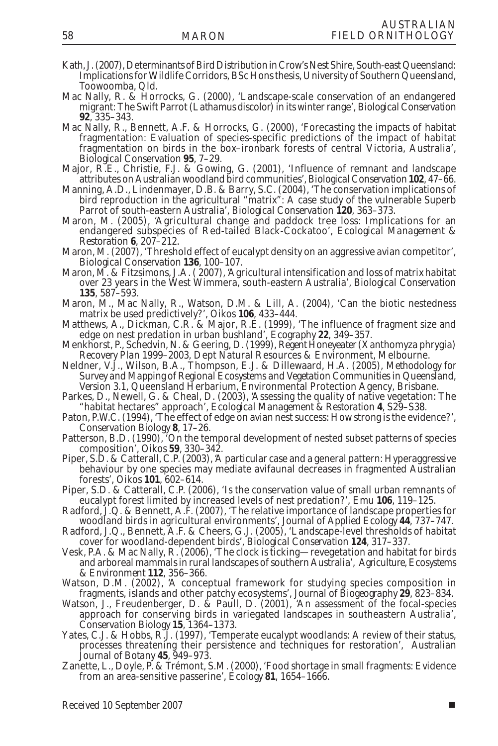Kath, J. (2007), *Determinants of Bird Distribution in Crow's Nest Shire, South-east Queensland: Implications for Wildlife Corridors*, BSc Hons thesis, University of Southern Queensland, Toowoomba, Qld.

Mac Nally, R. & Horrocks, G. (2000), 'Landscape-scale conservation of an endangered migrant: The Swift Parrot (*Lathamus discolor*) in its winter range', *Biological Conservation* **92**, 335–343.

Mac Nally, R., Bennett, A.F. & Horrocks, G. (2000), 'Forecasting the impacts of habitat fragmentation: Evaluation of species-specific predictions of the impact of habitat fragmentation on birds in the box–ironbark forests of central Victoria, Australia', *Biological Conservation* **95**, 7–29.

Major, R.E., Christie, F.J. & Gowing, G. (2001), 'Influence of remnant and landscape attributes on Australian woodland bird communities', *Biological Conservation* **102**, 47–66.

Manning, A.D., Lindenmayer, D.B. & Barry, S.C. (2004), 'The conservation implications of bird reproduction in the agricultural "matrix": A case study of the vulnerable Superb Parrot of south-eastern Australia', *Biological Conservation* **120**, 363–373.

Maron, M. (2005), 'Agricultural change and paddock tree loss: Implications for an endangered subspecies of Red-tailed Black-Cockatoo', *Ecological Management & Restoration* **6**, 207–212.

Maron, M. (2007), 'Threshold effect of eucalypt density on an aggressive avian competitor', *Biological Conservation* **136**, 100–107.

Maron, M. & Fitzsimons, J.A. (2007), 'Agricultural intensification and loss of matrix habitat over 23 years in the West Wimmera, south-eastern Australia', *Biological Conservation* **135**, 587–593.

Maron, M., Mac Nally, R., Watson, D.M. & Lill, A. (2004), 'Can the biotic nestedness matrix be used predictively?', *Oikos* **106**, 433–444.

Matthews, A., Dickman, C.R. & Major, R.E. (1999), 'The influence of fragment size and edge on nest predation in urban bushland', *Ecography* **22**, 349–357.

Menkhorst, P., Schedvin, N. & Geering, D. (1999), *Regent Honeyeater (Xanthomyza phrygia) Recovery Plan 1999–2003*, Dept Natural Resources & Environment, Melbourne.

Neldner, V.J., Wilson, B.A., Thompson, E.J. & Dillewaard, H.A. (2005), *Methodology for Survey and Mapping of Regional Ecosystems and Vegetation Communities in Queensland, Version 3.1*, Queensland Herbarium, Environmental Protection Agency, Brisbane.

Parkes, D., Newell, G. & Cheal, D. (2003), 'Assessing the quality of native vegetation: The "habitat hectares" approach', *Ecological Management & Restoration* **4**, S29–S38.

Paton, P.W.C. (1994), 'The effect of edge on avian nest success: How strong is the evidence?', *Conservation Biology* **8**, 17–26.

Patterson, B.D. (1990), 'On the temporal development of nested subset patterns of species composition', *Oikos* **59**, 330–342.

Piper, S.D. & Catterall, C.P. (2003), 'A particular case and a general pattern: Hyperaggressive behaviour by one species may mediate avifaunal decreases in fragmented Australian forests', *Oikos* **101**, 602–614.

Piper, S.D. & Catterall, C.P. (2006), 'Is the conservation value of small urban remnants of eucalypt forest limited by increased levels of nest predation?', *Emu* **106**, 119–125.

Radford, J.Q. & Bennett, A.F. (2007), 'The relative importance of landscape properties for woodland birds in agricultural environments', *Journal of Applied Ecology* **44**, 737–747.

Radford, J.Q., Bennett, A.F. & Cheers, G.J. (2005), 'Landscape-level thresholds of habitat cover for woodland-dependent birds', *Biological Conservation* **124**, 317–337.

Vesk, P.A. & Mac Nally, R. (2006), 'The clock is ticking—revegetation and habitat for birds and arboreal mammals in rural landscapes of southern Australia', *Agriculture, Ecosystems & Environment* **112**, 356–366.

Watson, D.M. (2002), 'A conceptual framework for studying species composition in fragments, islands and other patchy ecosystems', *Journal of Biogeography* **29**, 823–834.

Watson, J., Freudenberger, D. & Paull, D. (2001), 'An assessment of the focal-species approach for conserving birds in variegated landscapes in southeastern Australia', *Conservation Biology* **15**, 1364–1373.

Yates, C.J. & Hobbs, R.J. (1997), 'Temperate eucalypt woodlands: A review of their status, processes threatening their persistence and techniques for restoration', *Australian Journal of Botany* **45**, 949–973.

Zanette, L., Doyle, P. & Trémont, S.M. (2000), 'Food shortage in small fragments: Evidence from an area-sensitive passerine', *Ecology* **81**, 1654–1666.

*Received 10 September 2007*